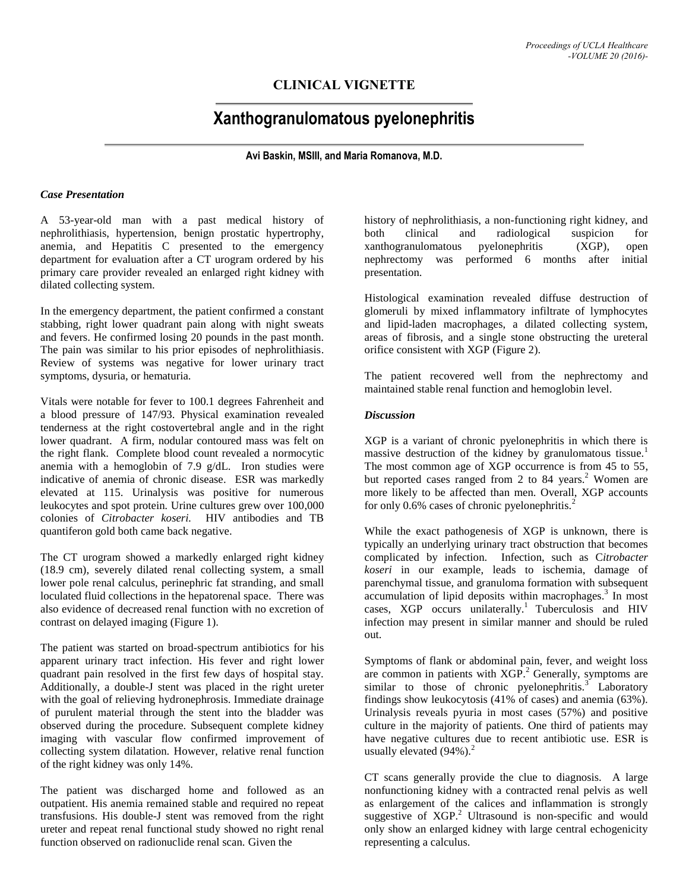## CLINICAL VIGNETTE

# Xanthogranulomatous pyelonephritis

**Avi Baskin, MSIII, and Maria Romanova, M.D.**

### *Case Presentation*

A 53-year-old man with a past medical history of nephrolithiasis, hypertension, benign prostatic hypertrophy, anemia, and Hepatitis C presented to the emergency department for evaluation after a CT urogram ordered by his primary care provider revealed an enlarged right kidney with dilated collecting system.

In the emergency department, the patient confirmed a constant stabbing, right lower quadrant pain along with night sweats and fevers. He confirmed losing 20 pounds in the past month. The pain was similar to his prior episodes of nephrolithiasis. Review of systems was negative for lower urinary tract symptoms, dysuria, or hematuria.

Vitals were notable for fever to 100.1 degrees Fahrenheit and a blood pressure of 147/93. Physical examination revealed tenderness at the right costovertebral angle and in the right lower quadrant. A firm, nodular contoured mass was felt on the right flank. Complete blood count revealed a normocytic anemia with a hemoglobin of 7.9 g/dL. Iron studies were indicative of anemia of chronic disease. ESR was markedly elevated at 115. Urinalysis was positive for numerous leukocytes and spot protein. Urine cultures grew over 100,000 colonies of *Citrobacter koseri.* HIV antibodies and TB quantiferon gold both came back negative.

The CT urogram showed a markedly enlarged right kidney (18.9 cm), severely dilated renal collecting system, a small lower pole renal calculus, perinephric fat stranding, and small loculated fluid collections in the hepatorenal space. There was also evidence of decreased renal function with no excretion of contrast on delayed imaging (Figure 1).

The patient was started on broad-spectrum antibiotics for his apparent urinary tract infection. His fever and right lower quadrant pain resolved in the first few days of hospital stay. Additionally, a double-J stent was placed in the right ureter with the goal of relieving hydronephrosis. Immediate drainage of purulent material through the stent into the bladder was observed during the procedure. Subsequent complete kidney imaging with vascular flow confirmed improvement of collecting system dilatation. However, relative renal function of the right kidney was only 14%.

The patient was discharged home and followed as an outpatient. His anemia remained stable and required no repeat transfusions. His double-J stent was removed from the right ureter and repeat renal functional study showed no right renal function observed on radionuclide renal scan. Given the history of nephrolithiasis, a non-functioning right kidney, and both clinical and radiological suspicion for xanthogranulomatous pyelonephritis (XGP), open nephrectomy was performed 6 months after initial presentation.

Histological examination revealed diffuse destruction of glomeruli by mixed inflammatory infiltrate of lymphocytes and lipid-laden macrophages, a dilated collecting system, areas of fibrosis, and a single stone obstructing the ureteral orifice consistent with XGP (Figure 2).

The patient recovered well from the nephrectomy and maintained stable renal function and hemoglobin level.

### *Discussion*

XGP is a variant of chronic pyelonephritis in which there is massive destruction of the kidney by granulomatous tissue.[1] The most common age of XGP occurrence is from 45 to 55, but reported cases ranged from 2 to 84 years.[2] Women are more likely to be affected than men. Overall, XGP accounts for only 0.6% cases of chronic pyelonephritis.[2]

While the exact pathogenesis of XGP is unknown, there is typically an underlying urinary tract obstruction that becomes complicated by infection. Infection, such as *Citrobacter koseri* in our example, leads to ischemia, damage of parenchymal tissue, and granuloma formation with subsequent accumulation of lipid deposits within macrophages.[3] In most cases, XGP occurs unilaterally.[1] Tuberculosis and HIV infection may present in similar manner and should be ruled out.

Symptoms of flank or abdominal pain, fever, and weight loss are common in patients with XGP.[2] Generally, symptoms are similar to those of chronic pyelonephritis.[3] Laboratory findings show leukocytosis (41% of cases) and anemia (63%). Urinalysis reveals pyuria in most cases (57%) and positive culture in the majority of patients. One third of patients may have negative cultures due to recent antibiotic use. ESR is usually elevated (94%).[2]

CT scans generally provide the clue to diagnosis. A large nonfunctioning kidney with a contracted renal pelvis as well as enlargement of the calices and inflammation is strongly suggestive of XGP.[2] Ultrasound is non-specific and would only show an enlarged kidney with large central echogenicity representing a calculus.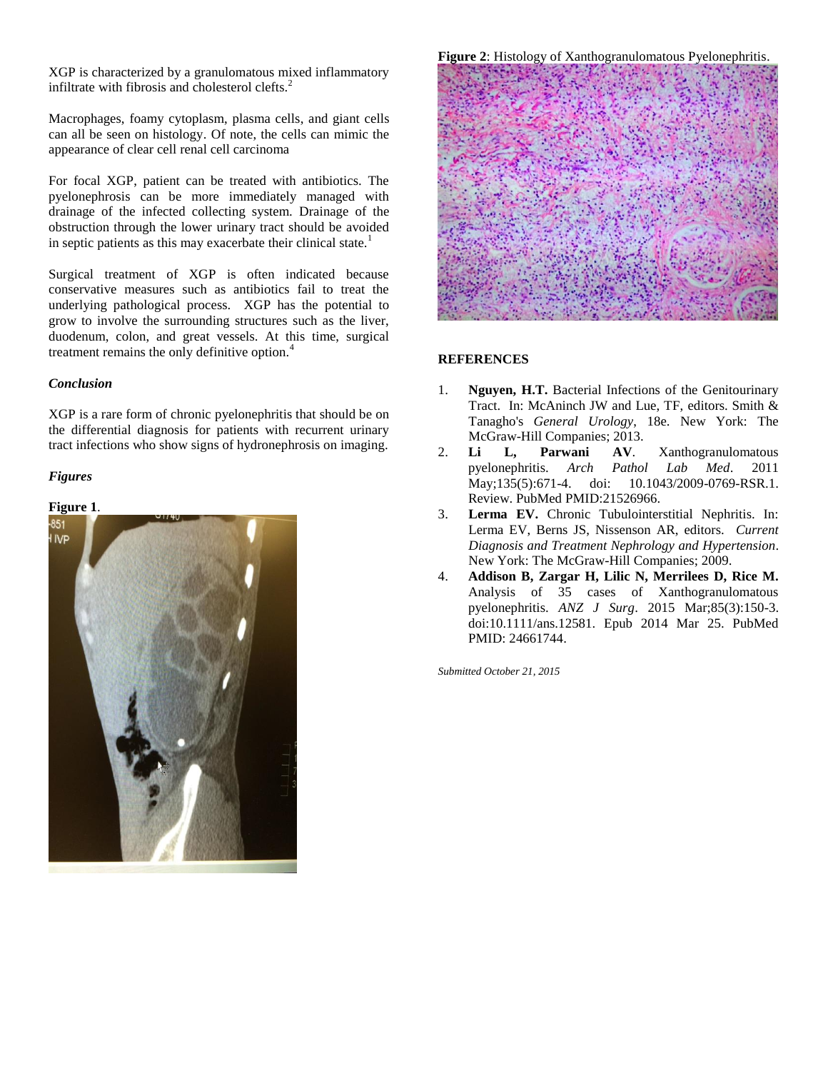XGP is characterized by a granulomatous mixed inflammatory infiltrate with fibrosis and cholesterol clefts.[2]

Macrophages, foamy cytoplasm, plasma cells, and giant cells can all be seen on histology. Of note, the cells can mimic the appearance of clear cell renal cell carcinoma

For focal XGP, patient can be treated with antibiotics. The pyelonephrosis can be more immediately managed with drainage of the infected collecting system. Drainage of the obstruction through the lower urinary tract should be avoided in septic patients as this may exacerbate their clinical state.[1]

Surgical treatment of XGP is often indicated because conservative measures such as antibiotics fail to treat the underlying pathological process. XGP has the potential to grow to involve the surrounding structures such as the liver, duodenum, colon, and great vessels. At this time, surgical treatment remains the only definitive option.[4]

### *Conclusion*

XGP is a rare form of chronic pyelonephritis that should be on the differential diagnosis for patients with recurrent urinary tract infections who show signs of hydronephrosis on imaging.

### *Figures*

**Figure 1**.

**Figure 2**: Histology of Xanthogranulomatous Pyelonephritis.

## REFERENCES

1. **Nguyen, H.T.** Bacterial Infections of the Genitourinary Tract. In: McAninch JW and Lue, TF, editors. Smith & Tanagho's *General Urology*, 18e. New York: The McGraw-Hill Companies; 2013.
2. **Li L, Parwani AV**. Xanthogranulomatous pyelonephritis. *Arch Pathol Lab Med*. 2011 May;135(5):671-4. doi: 10.1043/2009-0769-RSR.1. Review. PubMed PMID:21526966.
3. **Lerma EV.** Chronic Tubulointerstitial Nephritis. In: Lerma EV, Berns JS, Nissenson AR, editors. *Current Diagnosis and Treatment Nephrology and Hypertension*. New York: The McGraw-Hill Companies; 2009.
4. **Addison B, Zargar H, Lilic N, Merrilees D, Rice M.** Analysis of 35 cases of Xanthogranulomatous pyelonephritis. *ANZ J Surg*. 2015 Mar;85(3):150-3. doi:10.1111/ans.12581. Epub 2014 Mar 25. PubMed PMID: 24661744.

*Submitted October 21, 2015*